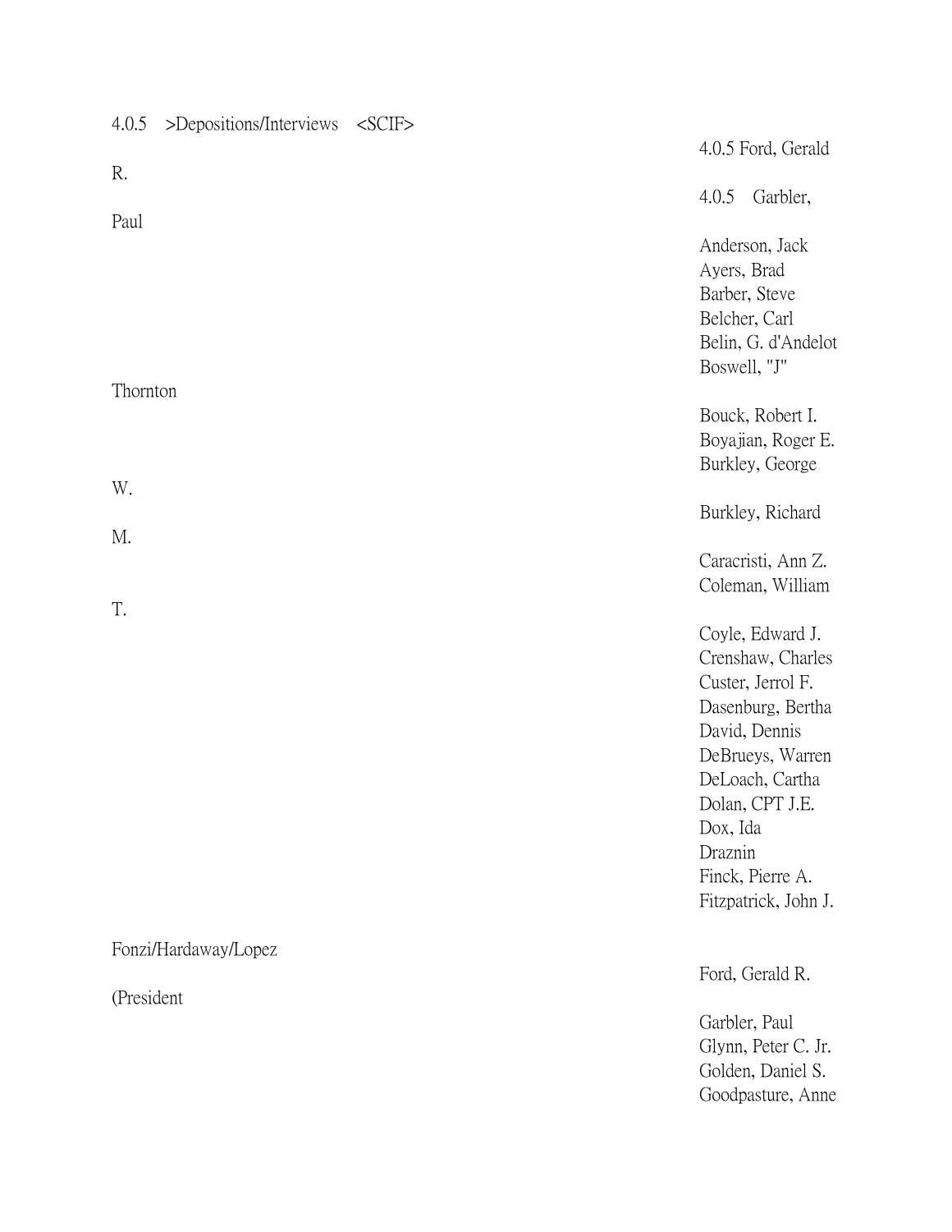4.0.5 >Depositions/Interviews <SCIF>

4.0.5 Ford, Gerald R.

4.0.5 Garbler, Paul

Anderson, Jack

Ayers, Brad

Barber, Steve

Belcher, Carl

Belin, G. d'Andelot

Boswell, "J" Thornton

Bouck, Robert I.

Boyajian, Roger E.

Burkley, George W.

Burkley, Richard M.

Caracristi, Ann Z.

Coleman, William T.

Coyle, Edward J.

Crenshaw, Charles

Custer, Jerrol F.

Dasenburg, Bertha

David, Dennis

DeBrueys, Warren

DeLoach, Cartha

Dolan, CPT J.E.

Dox, Ida

Draznin

Finck, Pierre A.

Fitzpatrick, John J.

Fonzi/Hardaway/Lopez

Ford, Gerald R. (President

Garbler, Paul

Glynn, Peter C. Jr.

Golden, Daniel S.

Goodpasture, Anne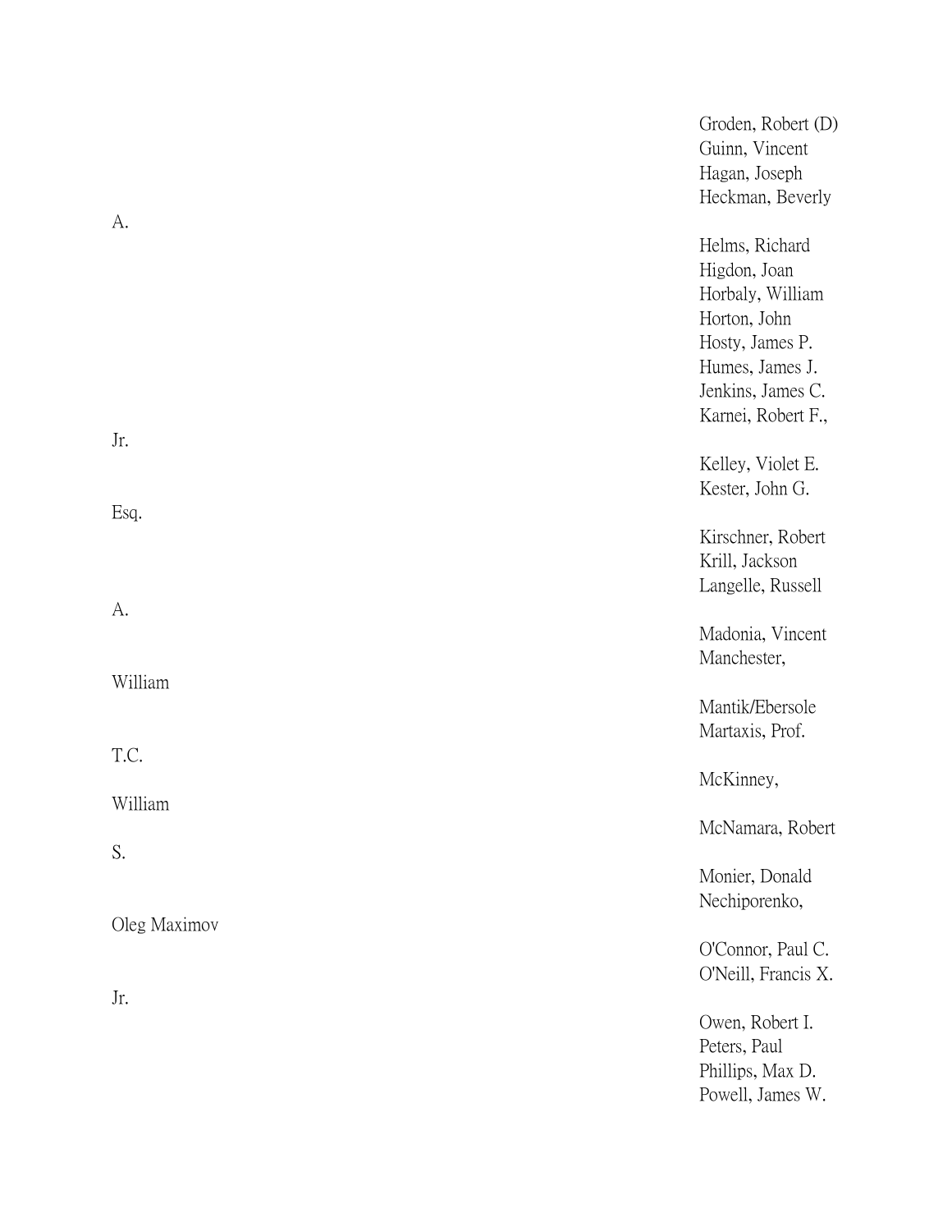Groden, Robert (D)
Guinn, Vincent
Hagan, Joseph
Heckman, Beverly A.
Helms, Richard
Higdon, Joan
Horbaly, William
Horton, John
Hosty, James P.
Humes, James J.
Jenkins, James C.
Karnei, Robert F., Jr.
Kelley, Violet E.
Kester, John G. Esq.
Kirschner, Robert
Krill, Jackson
Langelle, Russell A.
Madonia, Vincent
Manchester, William
Mantik/Ebersole
Martaxis, Prof. T.C.
McKinney, William
McNamara, Robert S.
Monier, Donald
Nechiporenko, Oleg Maximov
O'Connor, Paul C.
O'Neill, Francis X. Jr.
Owen, Robert I.
Peters, Paul
Phillips, Max D.
Powell, James W.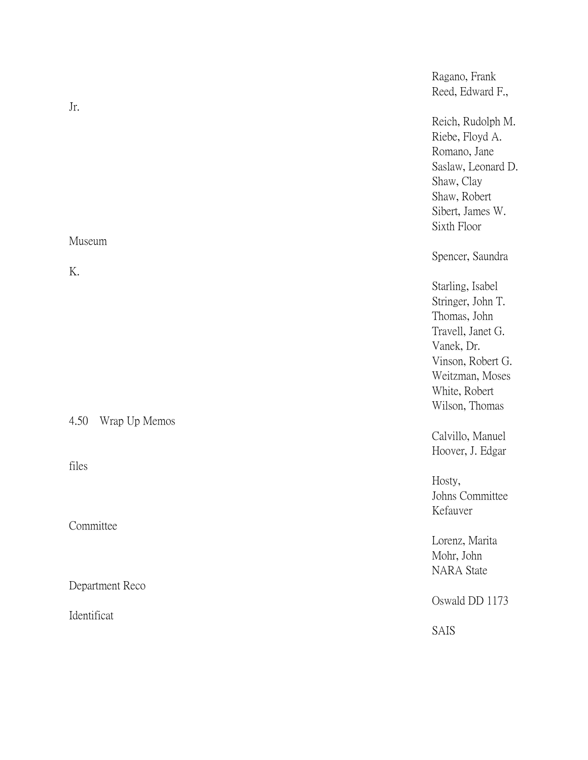Ragano, Frank
Reed, Edward F.,

Jr.

Reich, Rudolph M.
Riebe, Floyd A.
Romano, Jane
Saslaw, Leonard D.
Shaw, Clay
Shaw, Robert
Sibert, James W.
Sixth Floor

Museum

Spencer, Saundra

K.

Starling, Isabel
Stringer, John T.
Thomas, John
Travell, Janet G.
Vanek, Dr.
Vinson, Robert G.
Weitzman, Moses
White, Robert
Wilson, Thomas

4.50 Wrap Up Memos

Calvillo, Manuel
Hoover, J. Edgar

files

Hosty,
Johns Committee
Kefauver

Committee

Lorenz, Marita
Mohr, John
NARA State

Department Reco

Oswald DD 1173

Identificat

SAIS